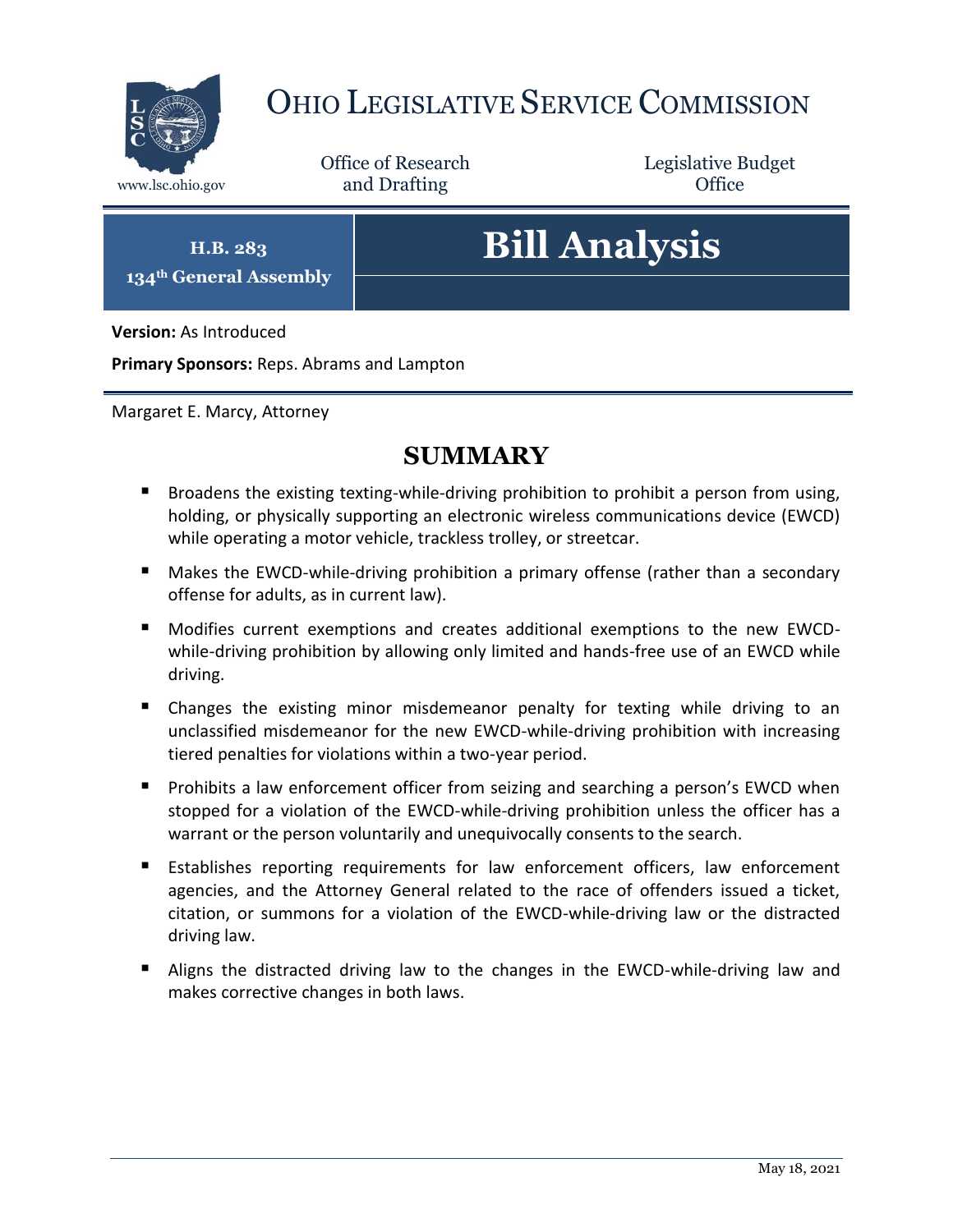# OHIO LEGISLATIVE SERVICE COMMISSION

www.lsc.ohio.gov

Office of Research and Drafting

Legislative Budget Office

**H.B. 283**
**134th General Assembly**

# Bill Analysis

**Version:** As Introduced

**Primary Sponsors:** Reps. Abrams and Lampton

Margaret E. Marcy, Attorney

## SUMMARY

- Broadens the existing texting-while-driving prohibition to prohibit a person from using, holding, or physically supporting an electronic wireless communications device (EWCD) while operating a motor vehicle, trackless trolley, or streetcar.
- Makes the EWCD-while-driving prohibition a primary offense (rather than a secondary offense for adults, as in current law).
- Modifies current exemptions and creates additional exemptions to the new EWCD-while-driving prohibition by allowing only limited and hands-free use of an EWCD while driving.
- Changes the existing minor misdemeanor penalty for texting while driving to an unclassified misdemeanor for the new EWCD-while-driving prohibition with increasing tiered penalties for violations within a two-year period.
- Prohibits a law enforcement officer from seizing and searching a person's EWCD when stopped for a violation of the EWCD-while-driving prohibition unless the officer has a warrant or the person voluntarily and unequivocally consents to the search.
- Establishes reporting requirements for law enforcement officers, law enforcement agencies, and the Attorney General related to the race of offenders issued a ticket, citation, or summons for a violation of the EWCD-while-driving law or the distracted driving law.
- Aligns the distracted driving law to the changes in the EWCD-while-driving law and makes corrective changes in both laws.

May 18, 2021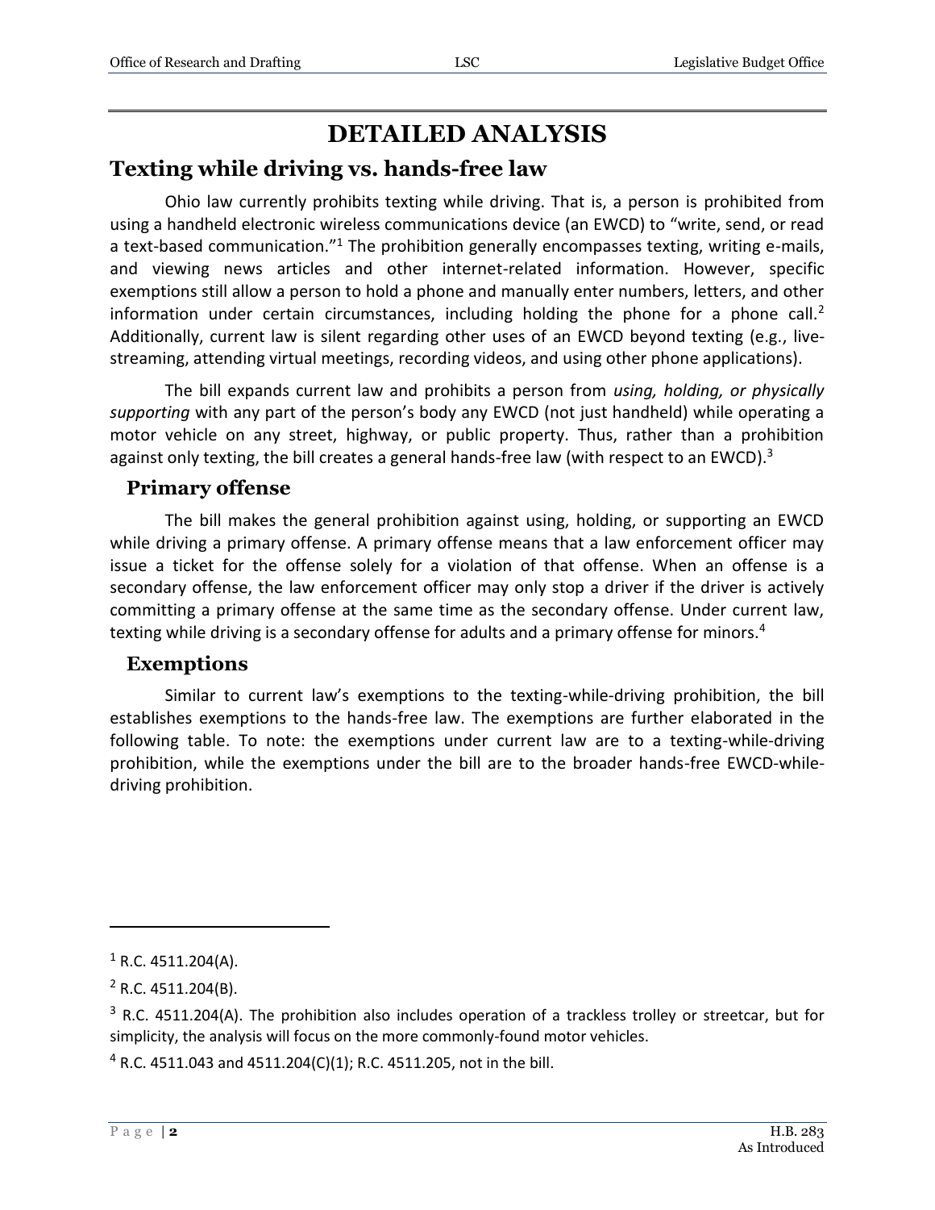# DETAILED ANALYSIS

## Texting while driving vs. hands-free law

Ohio law currently prohibits texting while driving. That is, a person is prohibited from using a handheld electronic wireless communications device (an EWCD) to "write, send, or read a text-based communication."[1] The prohibition generally encompasses texting, writing e-mails, and viewing news articles and other internet-related information. However, specific exemptions still allow a person to hold a phone and manually enter numbers, letters, and other information under certain circumstances, including holding the phone for a phone call.[2] Additionally, current law is silent regarding other uses of an EWCD beyond texting (e.g., live-streaming, attending virtual meetings, recording videos, and using other phone applications).

The bill expands current law and prohibits a person from *using, holding, or physically supporting* with any part of the person's body any EWCD (not just handheld) while operating a motor vehicle on any street, highway, or public property. Thus, rather than a prohibition against only texting, the bill creates a general hands-free law (with respect to an EWCD).[3]

### Primary offense

The bill makes the general prohibition against using, holding, or supporting an EWCD while driving a primary offense. A primary offense means that a law enforcement officer may issue a ticket for the offense solely for a violation of that offense. When an offense is a secondary offense, the law enforcement officer may only stop a driver if the driver is actively committing a primary offense at the same time as the secondary offense. Under current law, texting while driving is a secondary offense for adults and a primary offense for minors.[4]

### Exemptions

Similar to current law's exemptions to the texting-while-driving prohibition, the bill establishes exemptions to the hands-free law. The exemptions are further elaborated in the following table. To note: the exemptions under current law are to a texting-while-driving prohibition, while the exemptions under the bill are to the broader hands-free EWCD-while-driving prohibition.

---

[1] R.C. 4511.204(A).

[2] R.C. 4511.204(B).

[3] R.C. 4511.204(A). The prohibition also includes operation of a trackless trolley or streetcar, but for simplicity, the analysis will focus on the more commonly-found motor vehicles.

[4] R.C. 4511.043 and 4511.204(C)(1); R.C. 4511.205, not in the bill.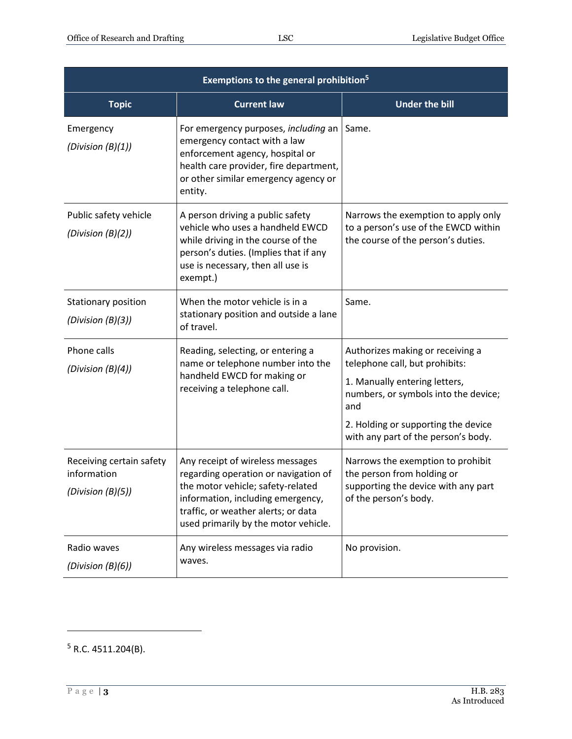| Exemptions to the general prohibition[5] | | |
|---|---|---|
| **Topic** | **Current law** | **Under the bill** |
| Emergency *(Division (B)(1))* | For emergency purposes, *including* an emergency contact with a law enforcement agency, hospital or health care provider, fire department, or other similar emergency agency or entity. | Same. |
| Public safety vehicle *(Division (B)(2))* | A person driving a public safety vehicle who uses a handheld EWCD while driving in the course of the person's duties. (Implies that if any use is necessary, then all use is exempt.) | Narrows the exemption to apply only to a person's use of the EWCD within the course of the person's duties. |
| Stationary position *(Division (B)(3))* | When the motor vehicle is in a stationary position and outside a lane of travel. | Same. |
| Phone calls *(Division (B)(4))* | Reading, selecting, or entering a name or telephone number into the handheld EWCD for making or receiving a telephone call. | Authorizes making or receiving a telephone call, but prohibits: 1. Manually entering letters, numbers, or symbols into the device; and 2. Holding or supporting the device with any part of the person's body. |
| Receiving certain safety information *(Division (B)(5))* | Any receipt of wireless messages regarding operation or navigation of the motor vehicle; safety-related information, including emergency, traffic, or weather alerts; or data used primarily by the motor vehicle. | Narrows the exemption to prohibit the person from holding or supporting the device with any part of the person's body. |
| Radio waves *(Division (B)(6))* | Any wireless messages via radio waves. | No provision. |

[5] R.C. 4511.204(B).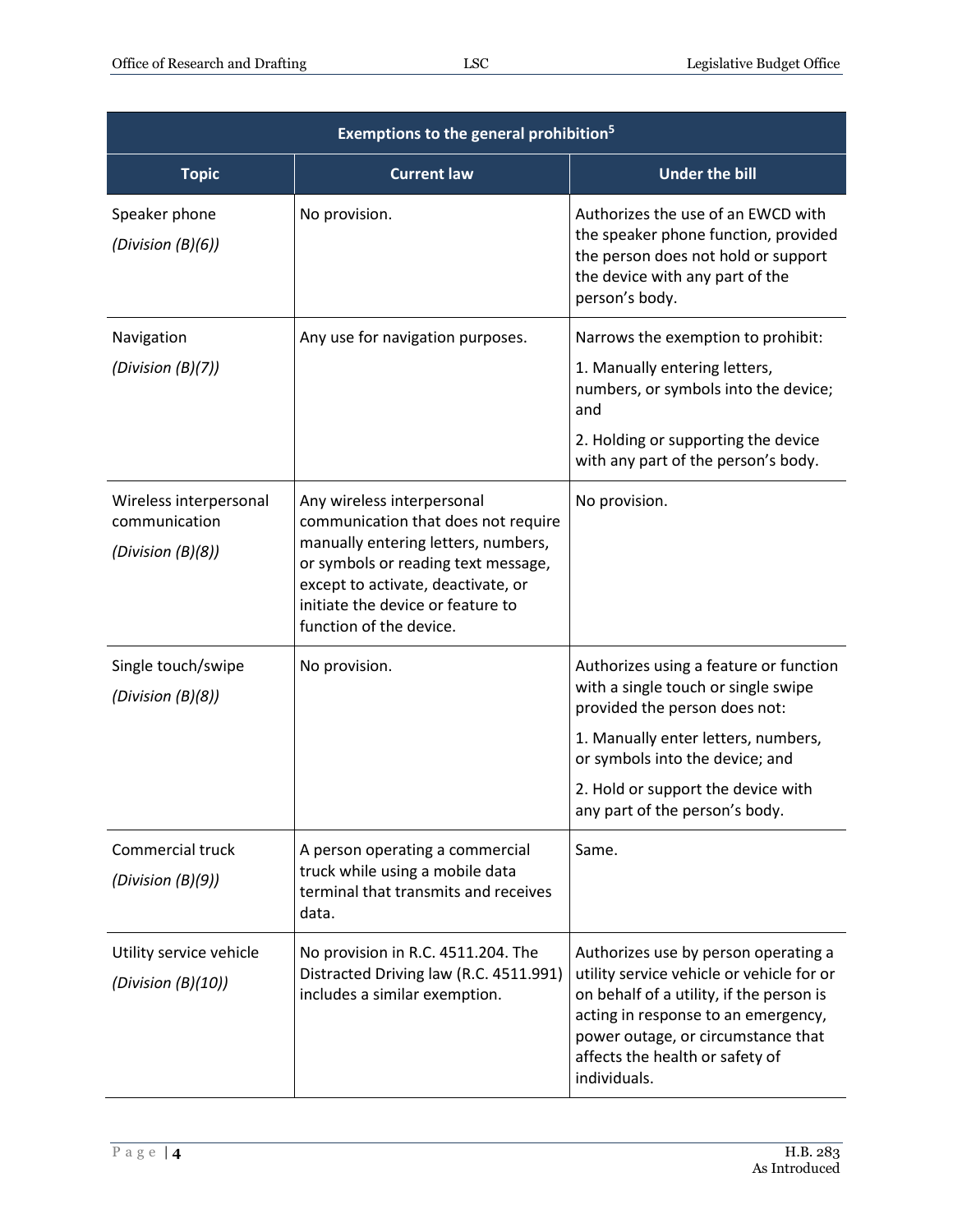| Exemptions to the general prohibition[5] | | |
|---|---|---|
| **Topic** | **Current law** | **Under the bill** |
| Speaker phone<br>*(Division (B)(6))* | No provision. | Authorizes the use of an EWCD with the speaker phone function, provided the person does not hold or support the device with any part of the person's body. |
| Navigation<br>*(Division (B)(7))* | Any use for navigation purposes. | Narrows the exemption to prohibit:<br>1. Manually entering letters, numbers, or symbols into the device; and<br>2. Holding or supporting the device with any part of the person's body. |
| Wireless interpersonal communication<br>*(Division (B)(8))* | Any wireless interpersonal communication that does not require manually entering letters, numbers, or symbols or reading text message, except to activate, deactivate, or initiate the device or feature to function of the device. | No provision. |
| Single touch/swipe<br>*(Division (B)(8))* | No provision. | Authorizes using a feature or function with a single touch or single swipe provided the person does not:<br>1. Manually enter letters, numbers, or symbols into the device; and<br>2. Hold or support the device with any part of the person's body. |
| Commercial truck<br>*(Division (B)(9))* | A person operating a commercial truck while using a mobile data terminal that transmits and receives data. | Same. |
| Utility service vehicle<br>*(Division (B)(10))* | No provision in R.C. 4511.204. The Distracted Driving law (R.C. 4511.991) includes a similar exemption. | Authorizes use by person operating a utility service vehicle or vehicle for or on behalf of a utility, if the person is acting in response to an emergency, power outage, or circumstance that affects the health or safety of individuals. |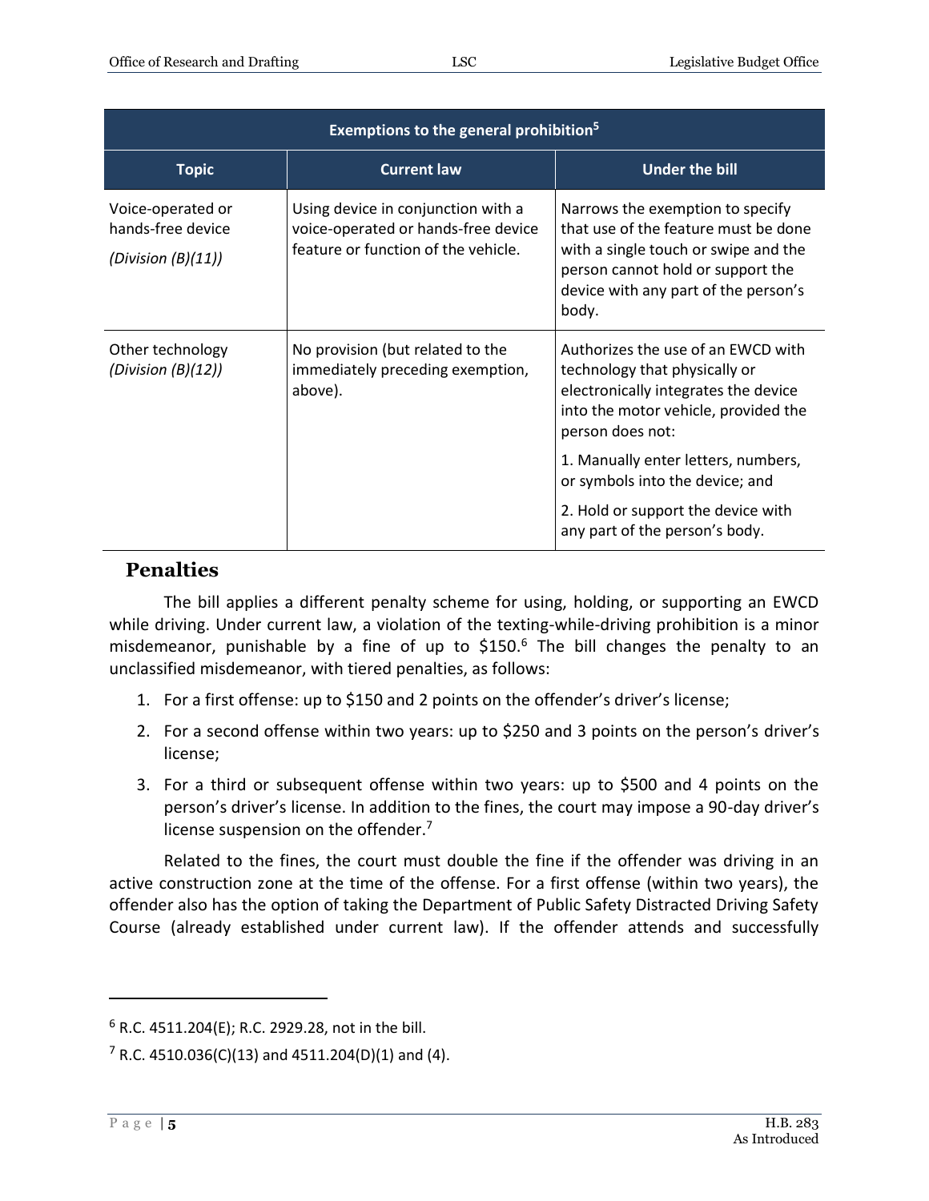| Exemptions to the general prohibition[5] | | |
|---|---|---|
| **Topic** | **Current law** | **Under the bill** |
| Voice-operated or hands-free device *(Division (B)(11))* | Using device in conjunction with a voice-operated or hands-free device feature or function of the vehicle. | Narrows the exemption to specify that use of the feature must be done with a single touch or swipe and the person cannot hold or support the device with any part of the person's body. |
| Other technology *(Division (B)(12))* | No provision (but related to the immediately preceding exemption, above). | Authorizes the use of an EWCD with technology that physically or electronically integrates the device into the motor vehicle, provided the person does not: 1. Manually enter letters, numbers, or symbols into the device; and 2. Hold or support the device with any part of the person's body. |

## Penalties

The bill applies a different penalty scheme for using, holding, or supporting an EWCD while driving. Under current law, a violation of the texting-while-driving prohibition is a minor misdemeanor, punishable by a fine of up to $150.[6] The bill changes the penalty to an unclassified misdemeanor, with tiered penalties, as follows:

1. For a first offense: up to $150 and 2 points on the offender's driver's license;
2. For a second offense within two years: up to $250 and 3 points on the person's driver's license;
3. For a third or subsequent offense within two years: up to $500 and 4 points on the person's driver's license. In addition to the fines, the court may impose a 90-day driver's license suspension on the offender.[7]

Related to the fines, the court must double the fine if the offender was driving in an active construction zone at the time of the offense. For a first offense (within two years), the offender also has the option of taking the Department of Public Safety Distracted Driving Safety Course (already established under current law). If the offender attends and successfully

---

[6] R.C. 4511.204(E); R.C. 2929.28, not in the bill.

[7] R.C. 4510.036(C)(13) and 4511.204(D)(1) and (4).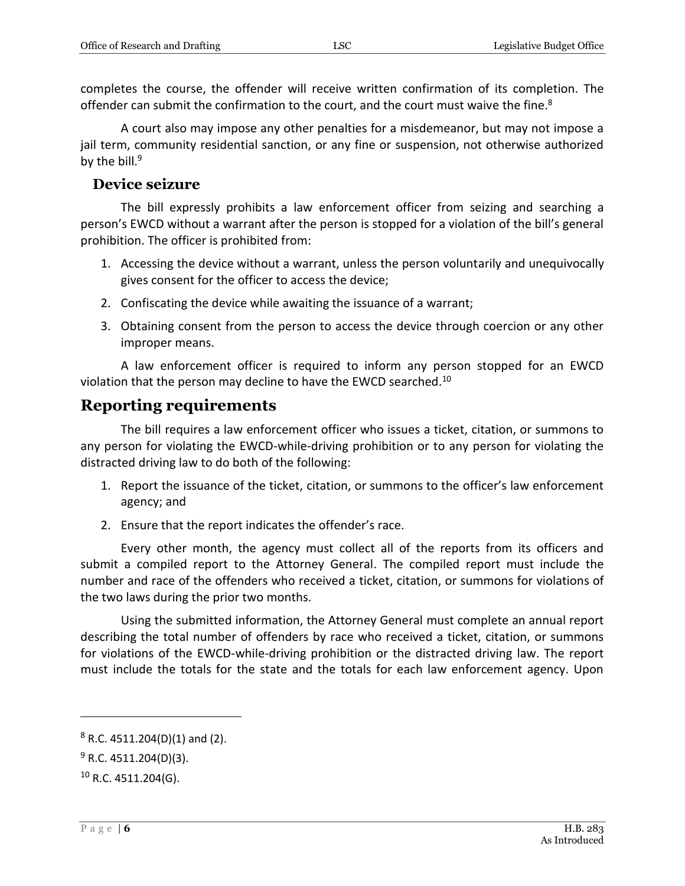completes the course, the offender will receive written confirmation of its completion. The offender can submit the confirmation to the court, and the court must waive the fine.[8]

A court also may impose any other penalties for a misdemeanor, but may not impose a jail term, community residential sanction, or any fine or suspension, not otherwise authorized by the bill.[9]

### Device seizure

The bill expressly prohibits a law enforcement officer from seizing and searching a person's EWCD without a warrant after the person is stopped for a violation of the bill's general prohibition. The officer is prohibited from:

1. Accessing the device without a warrant, unless the person voluntarily and unequivocally gives consent for the officer to access the device;
2. Confiscating the device while awaiting the issuance of a warrant;
3. Obtaining consent from the person to access the device through coercion or any other improper means.

A law enforcement officer is required to inform any person stopped for an EWCD violation that the person may decline to have the EWCD searched.[10]

## Reporting requirements

The bill requires a law enforcement officer who issues a ticket, citation, or summons to any person for violating the EWCD-while-driving prohibition or to any person for violating the distracted driving law to do both of the following:

1. Report the issuance of the ticket, citation, or summons to the officer's law enforcement agency; and
2. Ensure that the report indicates the offender's race.

Every other month, the agency must collect all of the reports from its officers and submit a compiled report to the Attorney General. The compiled report must include the number and race of the offenders who received a ticket, citation, or summons for violations of the two laws during the prior two months.

Using the submitted information, the Attorney General must complete an annual report describing the total number of offenders by race who received a ticket, citation, or summons for violations of the EWCD-while-driving prohibition or the distracted driving law. The report must include the totals for the state and the totals for each law enforcement agency. Upon

---

[8] R.C. 4511.204(D)(1) and (2).

[9] R.C. 4511.204(D)(3).

[10] R.C. 4511.204(G).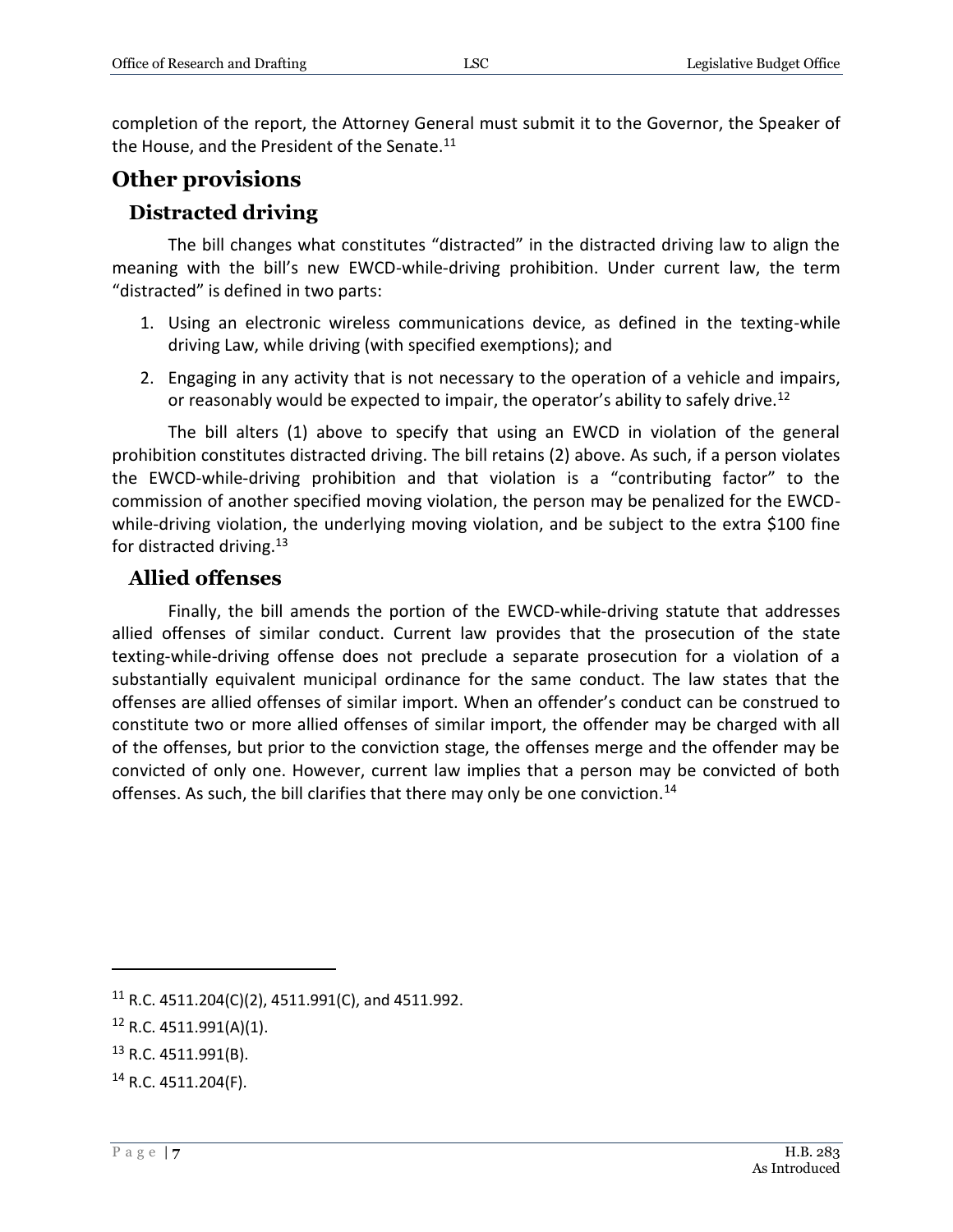completion of the report, the Attorney General must submit it to the Governor, the Speaker of the House, and the President of the Senate.[11]

## Other provisions

### Distracted driving

The bill changes what constitutes "distracted" in the distracted driving law to align the meaning with the bill's new EWCD-while-driving prohibition. Under current law, the term "distracted" is defined in two parts:

1. Using an electronic wireless communications device, as defined in the texting-while driving Law, while driving (with specified exemptions); and
2. Engaging in any activity that is not necessary to the operation of a vehicle and impairs, or reasonably would be expected to impair, the operator's ability to safely drive.[12]

The bill alters (1) above to specify that using an EWCD in violation of the general prohibition constitutes distracted driving. The bill retains (2) above. As such, if a person violates the EWCD-while-driving prohibition and that violation is a "contributing factor" to the commission of another specified moving violation, the person may be penalized for the EWCD-while-driving violation, the underlying moving violation, and be subject to the extra $100 fine for distracted driving.[13]

### Allied offenses

Finally, the bill amends the portion of the EWCD-while-driving statute that addresses allied offenses of similar conduct. Current law provides that the prosecution of the state texting-while-driving offense does not preclude a separate prosecution for a violation of a substantially equivalent municipal ordinance for the same conduct. The law states that the offenses are allied offenses of similar import. When an offender's conduct can be construed to constitute two or more allied offenses of similar import, the offender may be charged with all of the offenses, but prior to the conviction stage, the offenses merge and the offender may be convicted of only one. However, current law implies that a person may be convicted of both offenses. As such, the bill clarifies that there may only be one conviction.[14]

---

[11] R.C. 4511.204(C)(2), 4511.991(C), and 4511.992.

[12] R.C. 4511.991(A)(1).

[13] R.C. 4511.991(B).

[14] R.C. 4511.204(F).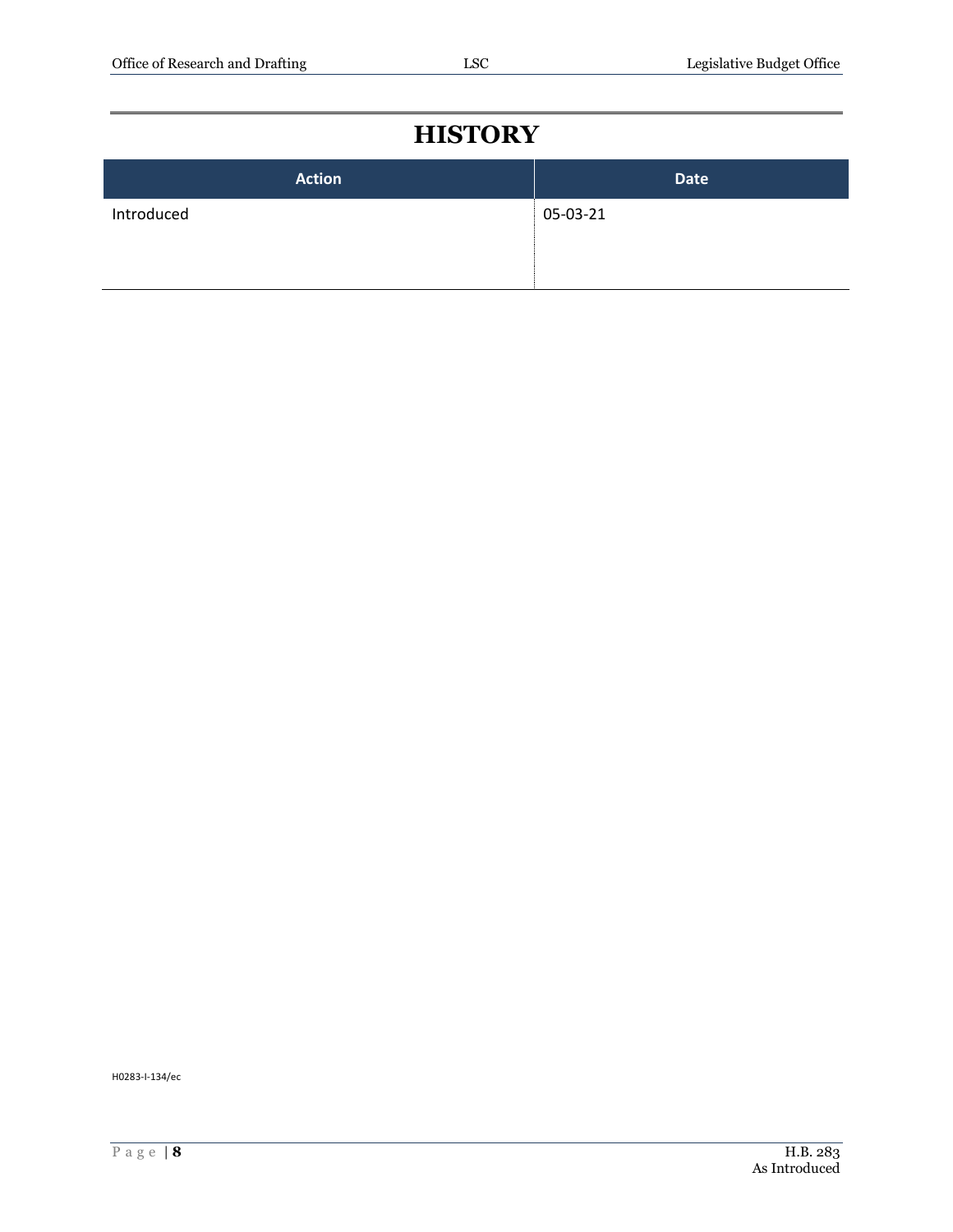# HISTORY

| Action | Date |
| --- | --- |
| Introduced | 05-03-21 |

H0283-I-134/ec